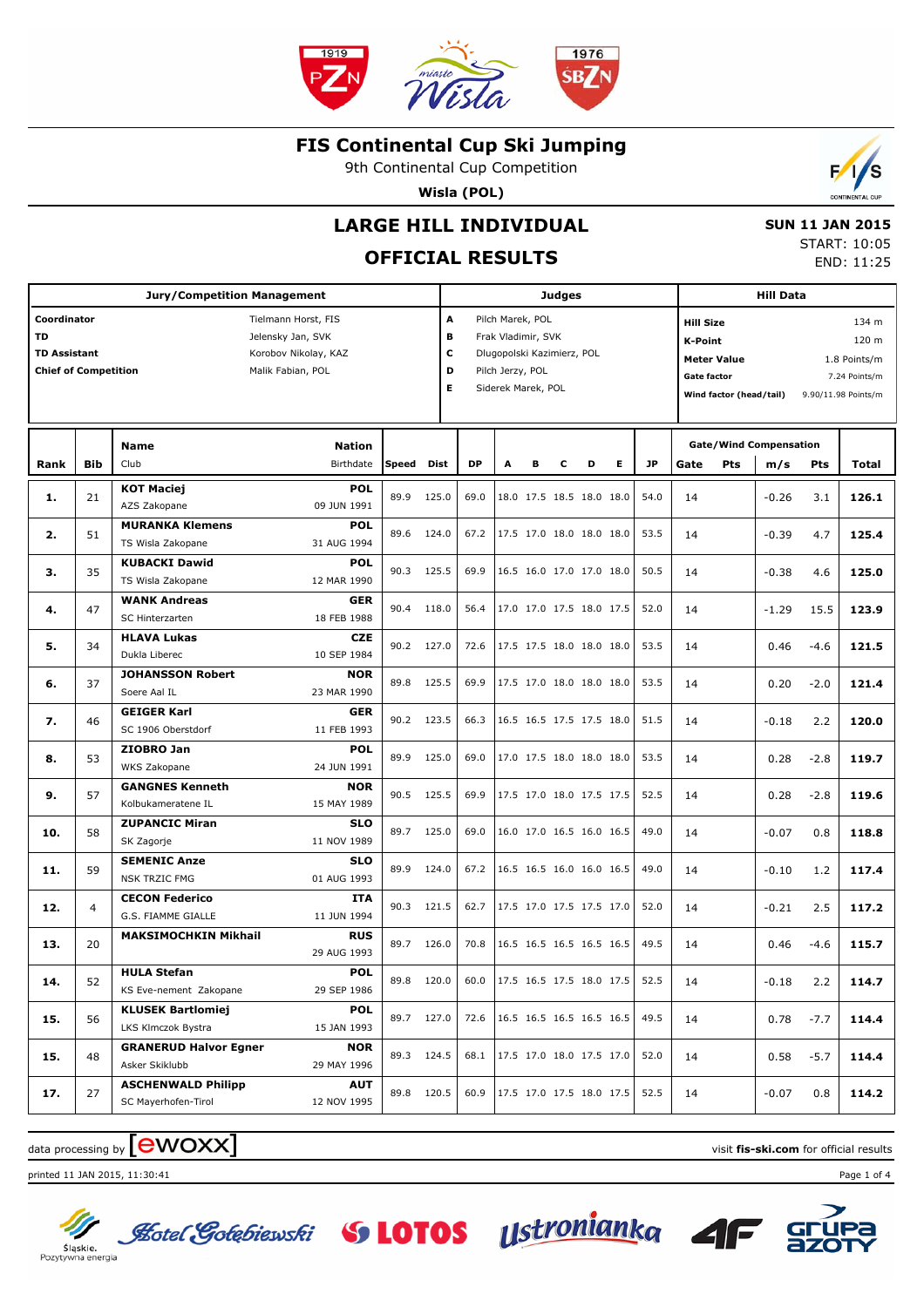# FIS Continental Cup Ski Jumping

9th Continental Cup Competition

**Wisla (POL)**

## LARGE HILL INDIVIDUAL

## OFFICIAL RESULTS

**SUN 11 JAN 2015**
START: 10:05
END: 11:25

| Jury/Competition Management | | Judges | | Hill Data | |
|---|---|---|---|---|---|
| Coordinator | Tielmann Horst, FIS | A | Pilch Marek, POL | Hill Size | 134 m |
| TD | Jelensky Jan, SVK | B | Frak Vladimir, SVK | K-Point | 120 m |
| TD Assistant | Korobov Nikolay, KAZ | C | Dlugopolski Kazimierz, POL | Meter Value | 1.8 Points/m |
| Chief of Competition | Malik Fabian, POL | D | Pilch Jerzy, POL | Gate factor | 7.24 Points/m |
| | | E | Siderek Marek, POL | Wind factor (head/tail) | 9.90/11.98 Points/m |

| Rank | Bib | Name / Club | Nation / Birthdate | Speed | Dist | DP | A | B | C | D | E | JP | Gate | Gate Pts | m/s | Wind Pts | Total |
|---|---|---|---|---|---|---|---|---|---|---|---|---|---|---|---|---|---|
| 1. | 21 | **KOT Maciej** AZS Zakopane | POL 09 JUN 1991 | 89.9 | 125.0 | 69.0 | 18.0 | 17.5 | 18.5 | 18.0 | 18.0 | 54.0 | 14 | | -0.26 | 3.1 | **126.1** |
| 2. | 51 | **MURANKA Klemens** TS Wisla Zakopane | POL 31 AUG 1994 | 89.6 | 124.0 | 67.2 | 17.5 | 17.0 | 18.0 | 18.0 | 18.0 | 53.5 | 14 | | -0.39 | 4.7 | **125.4** |
| 3. | 35 | **KUBACKI Dawid** TS Wisla Zakopane | POL 12 MAR 1990 | 90.3 | 125.5 | 69.9 | 16.5 | 16.0 | 17.0 | 17.0 | 18.0 | 50.5 | 14 | | -0.38 | 4.6 | **125.0** |
| 4. | 47 | **WANK Andreas** SC Hinterzarten | GER 18 FEB 1988 | 90.4 | 118.0 | 56.4 | 17.0 | 17.0 | 17.5 | 18.0 | 17.5 | 52.0 | 14 | | -1.29 | 15.5 | **123.9** |
| 5. | 34 | **HLAVA Lukas** Dukla Liberec | CZE 10 SEP 1984 | 90.2 | 127.0 | 72.6 | 17.5 | 17.5 | 18.0 | 18.0 | 18.0 | 53.5 | 14 | | 0.46 | -4.6 | **121.5** |
| 6. | 37 | **JOHANSSON Robert** Soere Aal IL | NOR 23 MAR 1990 | 89.8 | 125.5 | 69.9 | 17.5 | 17.0 | 18.0 | 18.0 | 18.0 | 53.5 | 14 | | 0.20 | -2.0 | **121.4** |
| 7. | 46 | **GEIGER Karl** SC 1906 Oberstdorf | GER 11 FEB 1993 | 90.2 | 123.5 | 66.3 | 16.5 | 16.5 | 17.5 | 17.5 | 18.0 | 51.5 | 14 | | -0.18 | 2.2 | **120.0** |
| 8. | 53 | **ZIOBRO Jan** WKS Zakopane | POL 24 JUN 1991 | 89.9 | 125.0 | 69.0 | 17.0 | 17.5 | 18.0 | 18.0 | 18.0 | 53.5 | 14 | | 0.28 | -2.8 | **119.7** |
| 9. | 57 | **GANGNES Kenneth** Kolbukameratene IL | NOR 15 MAY 1989 | 90.5 | 125.5 | 69.9 | 17.5 | 17.0 | 18.0 | 17.5 | 17.5 | 52.5 | 14 | | 0.28 | -2.8 | **119.6** |
| 10. | 58 | **ZUPANCIC Miran** SK Zagorje | SLO 11 NOV 1989 | 89.7 | 125.0 | 69.0 | 16.0 | 17.0 | 16.5 | 16.0 | 16.5 | 49.0 | 14 | | -0.07 | 0.8 | **118.8** |
| 11. | 59 | **SEMENIC Anze** NSK TRZIC FMG | SLO 01 AUG 1993 | 89.9 | 124.0 | 67.2 | 16.5 | 16.5 | 16.0 | 16.0 | 16.5 | 49.0 | 14 | | -0.10 | 1.2 | **117.4** |
| 12. | 4 | **CECON Federico** G.S. FIAMME GIALLE | ITA 11 JUN 1994 | 90.3 | 121.5 | 62.7 | 17.5 | 17.0 | 17.5 | 17.5 | 17.0 | 52.0 | 14 | | -0.21 | 2.5 | **117.2** |
| 13. | 20 | **MAKSIMOCHKIN Mikhail** | RUS 29 AUG 1993 | 89.7 | 126.0 | 70.8 | 16.5 | 16.5 | 16.5 | 16.5 | 16.5 | 49.5 | 14 | | 0.46 | -4.6 | **115.7** |
| 14. | 52 | **HULA Stefan** KS Eve-nement Zakopane | POL 29 SEP 1986 | 89.8 | 120.0 | 60.0 | 17.5 | 16.5 | 17.5 | 18.0 | 17.5 | 52.5 | 14 | | -0.18 | 2.2 | **114.7** |
| 15. | 56 | **KLUSEK Bartlomiej** LKS Klmczok Bystra | POL 15 JAN 1993 | 89.7 | 127.0 | 72.6 | 16.5 | 16.5 | 16.5 | 16.5 | 16.5 | 49.5 | 14 | | 0.78 | -7.7 | **114.4** |
| 15. | 48 | **GRANERUD Halvor Egner** Asker Skiklubb | NOR 29 MAY 1996 | 89.3 | 124.5 | 68.1 | 17.5 | 17.0 | 18.0 | 17.5 | 17.0 | 52.0 | 14 | | 0.58 | -5.7 | **114.4** |
| 17. | 27 | **ASCHENWALD Philipp** SC Mayerhofen-Tirol | AUT 12 NOV 1995 | 89.8 | 120.5 | 60.9 | 17.5 | 17.0 | 17.5 | 18.0 | 17.5 | 52.5 | 14 | | -0.07 | 0.8 | **114.2** |

data processing by ewoxx — visit **fis-ski.com** for official results

printed 11 JAN 2015, 11:30:41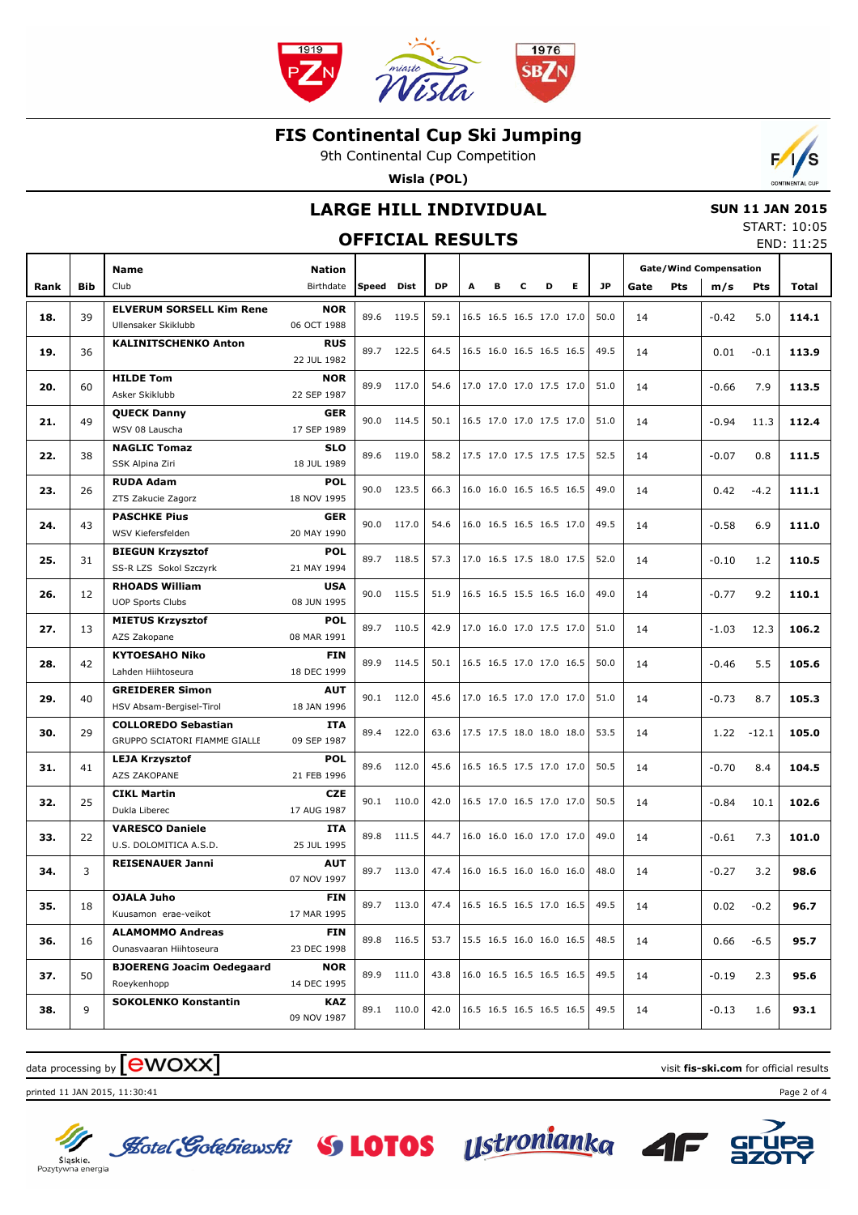# FIS Continental Cup Ski Jumping

9th Continental Cup Competition

**Wisla (POL)**

## LARGE HILL INDIVIDUAL

**SUN 11 JAN 2015**

START: 10:05

## OFFICIAL RESULTS

END: 11:25

| Rank | Bib | Name / Club | Nation / Birthdate | Speed | Dist | DP | A | B | C | D | E | JP | Gate | Pts | m/s | Pts | Total |
|---|---|---|---|---|---|---|---|---|---|---|---|---|---|---|---|---|---|
| | | | | | | | | | | | | | Gate/Wind Compensation | | | | |
| 18. | 39 | **ELVERUM SORSELL Kim Rene** Ullensaker Skiklubb | **NOR** 06 OCT 1988 | 89.6 | 119.5 | 59.1 | 16.5 | 16.5 | 16.5 | 17.0 | 17.0 | 50.0 | 14 | | -0.42 | 5.0 | **114.1** |
| 19. | 36 | **KALINITSCHENKO Anton** | **RUS** 22 JUL 1982 | 89.7 | 122.5 | 64.5 | 16.5 | 16.0 | 16.5 | 16.5 | 16.5 | 49.5 | 14 | | 0.01 | -0.1 | **113.9** |
| 20. | 60 | **HILDE Tom** Asker Skiklubb | **NOR** 22 SEP 1987 | 89.9 | 117.0 | 54.6 | 17.0 | 17.0 | 17.0 | 17.5 | 17.0 | 51.0 | 14 | | -0.66 | 7.9 | **113.5** |
| 21. | 49 | **QUECK Danny** WSV 08 Lauscha | **GER** 17 SEP 1989 | 90.0 | 114.5 | 50.1 | 16.5 | 17.0 | 17.0 | 17.5 | 17.0 | 51.0 | 14 | | -0.94 | 11.3 | **112.4** |
| 22. | 38 | **NAGLIC Tomaz** SSK Alpina Ziri | **SLO** 18 JUL 1989 | 89.6 | 119.0 | 58.2 | 17.5 | 17.0 | 17.5 | 17.5 | 17.5 | 52.5 | 14 | | -0.07 | 0.8 | **111.5** |
| 23. | 26 | **RUDA Adam** ZTS Zakucie Zagorz | **POL** 18 NOV 1995 | 90.0 | 123.5 | 66.3 | 16.0 | 16.0 | 16.5 | 16.5 | 16.5 | 49.0 | 14 | | 0.42 | -4.2 | **111.1** |
| 24. | 43 | **PASCHKE Pius** WSV Kiefersfelden | **GER** 20 MAY 1990 | 90.0 | 117.0 | 54.6 | 16.0 | 16.5 | 16.5 | 16.5 | 17.0 | 49.5 | 14 | | -0.58 | 6.9 | **111.0** |
| 25. | 31 | **BIEGUN Krzysztof** SS-R LZS Sokol Szczyrk | **POL** 21 MAY 1994 | 89.7 | 118.5 | 57.3 | 17.0 | 16.5 | 17.5 | 18.0 | 17.5 | 52.0 | 14 | | -0.10 | 1.2 | **110.5** |
| 26. | 12 | **RHOADS William** UOP Sports Clubs | **USA** 08 JUN 1995 | 90.0 | 115.5 | 51.9 | 16.5 | 16.5 | 15.5 | 16.5 | 16.0 | 49.0 | 14 | | -0.77 | 9.2 | **110.1** |
| 27. | 13 | **MIETUS Krzysztof** AZS Zakopane | **POL** 08 MAR 1991 | 89.7 | 110.5 | 42.9 | 17.0 | 16.0 | 17.0 | 17.5 | 17.0 | 51.0 | 14 | | -1.03 | 12.3 | **106.2** |
| 28. | 42 | **KYTOESAHO Niko** Lahden Hiihtoseura | **FIN** 18 DEC 1999 | 89.9 | 114.5 | 50.1 | 16.5 | 16.5 | 17.0 | 17.0 | 16.5 | 50.0 | 14 | | -0.46 | 5.5 | **105.6** |
| 29. | 40 | **GREIDERER Simon** HSV Absam-Bergisel-Tirol | **AUT** 18 JAN 1996 | 90.1 | 112.0 | 45.6 | 17.0 | 16.5 | 17.0 | 17.0 | 17.0 | 51.0 | 14 | | -0.73 | 8.7 | **105.3** |
| 30. | 29 | **COLLOREDO Sebastian** GRUPPO SCIATORI FIAMME GIALLE | **ITA** 09 SEP 1987 | 89.4 | 122.0 | 63.6 | 17.5 | 17.5 | 18.0 | 18.0 | 18.0 | 53.5 | 14 | | 1.22 | -12.1 | **105.0** |
| 31. | 41 | **LEJA Krzysztof** AZS ZAKOPANE | **POL** 21 FEB 1996 | 89.6 | 112.0 | 45.6 | 16.5 | 16.5 | 17.5 | 17.0 | 17.0 | 50.5 | 14 | | -0.70 | 8.4 | **104.5** |
| 32. | 25 | **CIKL Martin** Dukla Liberec | **CZE** 17 AUG 1987 | 90.1 | 110.0 | 42.0 | 16.5 | 17.0 | 16.5 | 17.0 | 17.0 | 50.5 | 14 | | -0.84 | 10.1 | **102.6** |
| 33. | 22 | **VARESCO Daniele** U.S. DOLOMITICA A.S.D. | **ITA** 25 JUL 1995 | 89.8 | 111.5 | 44.7 | 16.0 | 16.0 | 16.0 | 17.0 | 17.0 | 49.0 | 14 | | -0.61 | 7.3 | **101.0** |
| 34. | 3 | **REISENAUER Janni** | **AUT** 07 NOV 1997 | 89.7 | 113.0 | 47.4 | 16.0 | 16.5 | 16.0 | 16.0 | 16.0 | 48.0 | 14 | | -0.27 | 3.2 | **98.6** |
| 35. | 18 | **OJALA Juho** Kuusamon erae-veikot | **FIN** 17 MAR 1995 | 89.7 | 113.0 | 47.4 | 16.5 | 16.5 | 16.5 | 17.0 | 16.5 | 49.5 | 14 | | 0.02 | -0.2 | **96.7** |
| 36. | 16 | **ALAMOMMO Andreas** Ounasvaaran Hiihtoseura | **FIN** 23 DEC 1998 | 89.8 | 116.5 | 53.7 | 15.5 | 16.5 | 16.0 | 16.0 | 16.5 | 48.5 | 14 | | 0.66 | -6.5 | **95.7** |
| 37. | 50 | **BJOERENG Joacim Oedegaard** Roeykenhopp | **NOR** 14 DEC 1995 | 89.9 | 111.0 | 43.8 | 16.0 | 16.5 | 16.5 | 16.5 | 16.5 | 49.5 | 14 | | -0.19 | 2.3 | **95.6** |
| 38. | 9 | **SOKOLENKO Konstantin** | **KAZ** 09 NOV 1987 | 89.1 | 110.0 | 42.0 | 16.5 | 16.5 | 16.5 | 16.5 | 16.5 | 49.5 | 14 | | -0.13 | 1.6 | **93.1** |

data processing by [ewoxx]

visit **fis-ski.com** for official results

printed 11 JAN 2015, 11:30:41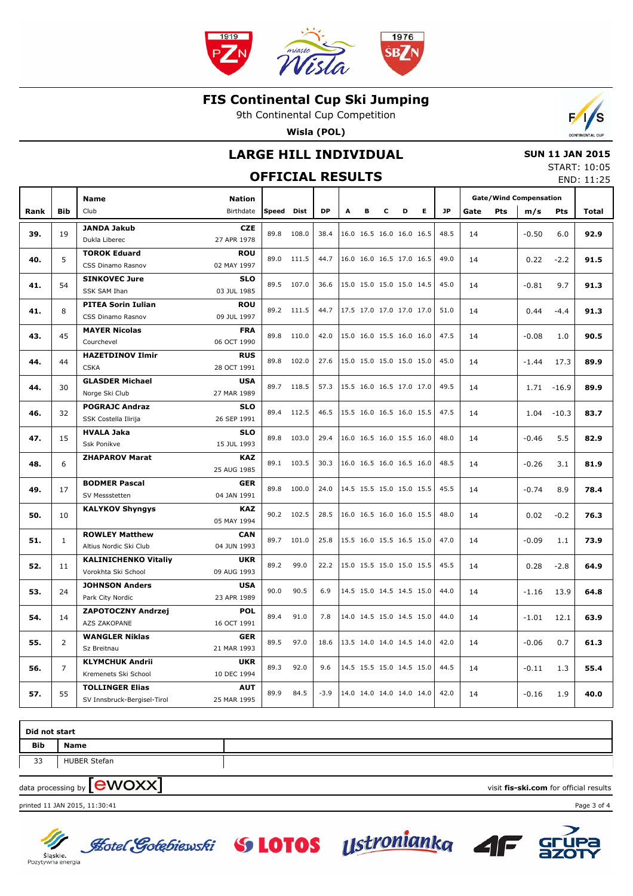# FIS Continental Cup Ski Jumping

9th Continental Cup Competition

**Wisla (POL)**

## LARGE HILL INDIVIDUAL

## OFFICIAL RESULTS

**SUN 11 JAN 2015**
START: 10:05
END: 11:25

| Rank | Bib | Name / Club | Nation / Birthdate | Speed | Dist | DP | A | B | C | D | E | JP | Gate | Pts | m/s | Pts | Total |
|---|---|---|---|---|---|---|---|---|---|---|---|---|---|---|---|---|---|
| 39. | 19 | **JANDA Jakub** / Dukla Liberec | **CZE** / 27 APR 1978 | 89.8 | 108.0 | 38.4 | 16.0 | 16.5 | 16.0 | 16.0 | 16.5 | 48.5 | 14 | | -0.50 | 6.0 | **92.9** |
| 40. | 5 | **TOROK Eduard** / CSS Dinamo Rasnov | **ROU** / 02 MAY 1997 | 89.0 | 111.5 | 44.7 | 16.0 | 16.0 | 16.5 | 17.0 | 16.5 | 49.0 | 14 | | 0.22 | -2.2 | **91.5** |
| 41. | 54 | **SINKOVEC Jure** / SSK SAM Ihan | **SLO** / 03 JUL 1985 | 89.5 | 107.0 | 36.6 | 15.0 | 15.0 | 15.0 | 15.0 | 14.5 | 45.0 | 14 | | -0.81 | 9.7 | **91.3** |
| 41. | 8 | **PITEA Sorin Iulian** / CSS Dinamo Rasnov | **ROU** / 09 JUL 1997 | 89.2 | 111.5 | 44.7 | 17.5 | 17.0 | 17.0 | 17.0 | 17.0 | 51.0 | 14 | | 0.44 | -4.4 | **91.3** |
| 43. | 45 | **MAYER Nicolas** / Courchevel | **FRA** / 06 OCT 1990 | 89.8 | 110.0 | 42.0 | 15.0 | 16.0 | 15.5 | 16.0 | 16.0 | 47.5 | 14 | | -0.08 | 1.0 | **90.5** |
| 44. | 44 | **HAZETDINOV Ilmir** / CSKA | **RUS** / 28 OCT 1991 | 89.8 | 102.0 | 27.6 | 15.0 | 15.0 | 15.0 | 15.0 | 15.0 | 45.0 | 14 | | -1.44 | 17.3 | **89.9** |
| 44. | 30 | **GLASDER Michael** / Norge Ski Club | **USA** / 27 MAR 1989 | 89.7 | 118.5 | 57.3 | 15.5 | 16.0 | 16.5 | 17.0 | 17.0 | 49.5 | 14 | | 1.71 | -16.9 | **89.9** |
| 46. | 32 | **POGRAJC Andraz** / SSK Costella Ilirija | **SLO** / 26 SEP 1991 | 89.4 | 112.5 | 46.5 | 15.5 | 16.0 | 16.5 | 16.0 | 15.5 | 47.5 | 14 | | 1.04 | -10.3 | **83.7** |
| 47. | 15 | **HVALA Jaka** / Ssk Ponikve | **SLO** / 15 JUL 1993 | 89.8 | 103.0 | 29.4 | 16.0 | 16.5 | 16.0 | 15.5 | 16.0 | 48.0 | 14 | | -0.46 | 5.5 | **82.9** |
| 48. | 6 | **ZHAPAROV Marat** | **KAZ** / 25 AUG 1985 | 89.1 | 103.5 | 30.3 | 16.0 | 16.5 | 16.0 | 16.5 | 16.0 | 48.5 | 14 | | -0.26 | 3.1 | **81.9** |
| 49. | 17 | **BODMER Pascal** / SV Messstetten | **GER** / 04 JAN 1991 | 89.8 | 100.0 | 24.0 | 14.5 | 15.5 | 15.0 | 15.0 | 15.5 | 45.5 | 14 | | -0.74 | 8.9 | **78.4** |
| 50. | 10 | **KALYKOV Shyngys** | **KAZ** / 05 MAY 1994 | 90.2 | 102.5 | 28.5 | 16.0 | 16.5 | 16.0 | 16.0 | 15.5 | 48.0 | 14 | | 0.02 | -0.2 | **76.3** |
| 51. | 1 | **ROWLEY Matthew** / Altius Nordic Ski Club | **CAN** / 04 JUN 1993 | 89.7 | 101.0 | 25.8 | 15.5 | 16.0 | 15.5 | 16.5 | 15.0 | 47.0 | 14 | | -0.09 | 1.1 | **73.9** |
| 52. | 11 | **KALINICHENKO Vitaliy** / Vorokhta Ski School | **UKR** / 09 AUG 1993 | 89.2 | 99.0 | 22.2 | 15.0 | 15.5 | 15.0 | 15.0 | 15.5 | 45.5 | 14 | | 0.28 | -2.8 | **64.9** |
| 53. | 24 | **JOHNSON Anders** / Park City Nordic | **USA** / 23 APR 1989 | 90.0 | 90.5 | 6.9 | 14.5 | 15.0 | 14.5 | 14.5 | 15.0 | 44.0 | 14 | | -1.16 | 13.9 | **64.8** |
| 54. | 14 | **ZAPOTOCZNY Andrzej** / AZS ZAKOPANE | **POL** / 16 OCT 1991 | 89.4 | 91.0 | 7.8 | 14.0 | 14.5 | 15.0 | 14.5 | 15.0 | 44.0 | 14 | | -1.01 | 12.1 | **63.9** |
| 55. | 2 | **WANGLER Niklas** / Sz Breitnau | **GER** / 21 MAR 1993 | 89.5 | 97.0 | 18.6 | 13.5 | 14.0 | 14.0 | 14.5 | 14.0 | 42.0 | 14 | | -0.06 | 0.7 | **61.3** |
| 56. | 7 | **KLYMCHUK Andrii** / Kremenets Ski School | **UKR** / 10 DEC 1994 | 89.3 | 92.0 | 9.6 | 14.5 | 15.5 | 15.0 | 14.5 | 15.0 | 44.5 | 14 | | -0.11 | 1.3 | **55.4** |
| 57. | 55 | **TOLLINGER Elias** / SV Innsbruck-Bergisel-Tirol | **AUT** / 25 MAR 1995 | 89.9 | 84.5 | -3.9 | 14.0 | 14.0 | 14.0 | 14.0 | 14.0 | 42.0 | 14 | | -0.16 | 1.9 | **40.0** |

(Gate/Wind Compensation: Gate, Pts, m/s, Pts)

**Did not start**

| Bib | Name |
|---|---|
| 33 | HUBER Stefan |

data processing by ewoxx — visit **fis-ski.com** for official results

printed 11 JAN 2015, 11:30:41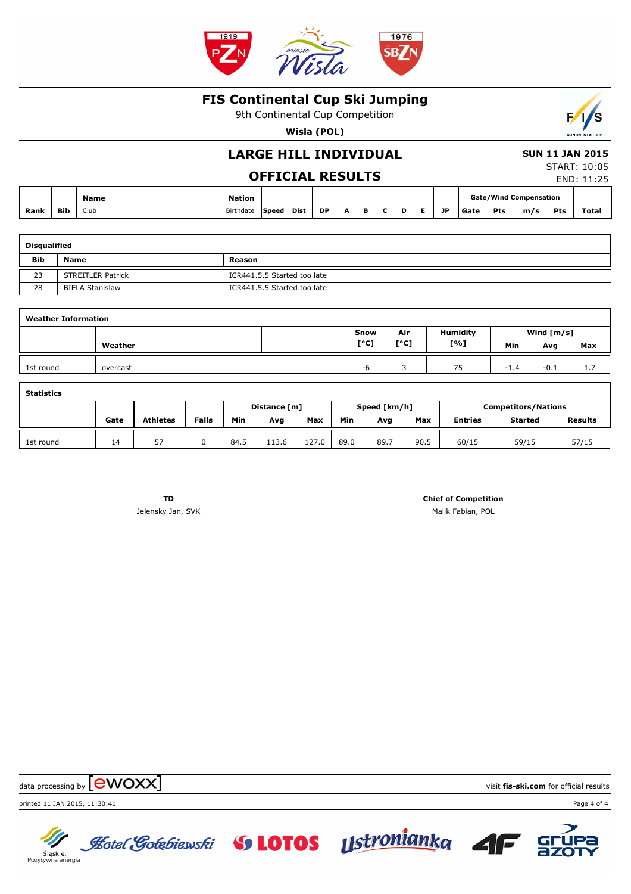# FIS Continental Cup Ski Jumping

9th Continental Cup Competition

**Wisla (POL)**

## LARGE HILL INDIVIDUAL

**SUN 11 JAN 2015**

START: 10:05

END: 11:25

## OFFICIAL RESULTS

| Rank | Bib | Name<br>Club | Nation<br>Birthdate | Speed | Dist | DP | A | B | C | D | E | JP | Gate/Wind Compensation Gate | Pts | m/s | Pts | Total |
|---|---|---|---|---|---|---|---|---|---|---|---|---|---|---|---|---|---|

### Disqualified

| Bib | Name | Reason |
|---|---|---|
| 23 | STREITLER Patrick | ICR441.5.5 Started too late |
| 28 | BIELA Stanislaw | ICR441.5.5 Started too late |

### Weather Information

| | Weather | Snow [°C] | Air [°C] | Humidity [%] | Wind [m/s] Min | Avg | Max |
|---|---|---|---|---|---|---|---|
| 1st round | overcast | -6 | 3 | 75 | -1.4 | -0.1 | 1.7 |

### Statistics

| | Gate | Athletes | Falls | Distance [m] Min | Avg | Max | Speed [km/h] Min | Avg | Max | Competitors/Nations Entries | Started | Results |
|---|---|---|---|---|---|---|---|---|---|---|---|---|
| 1st round | 14 | 57 | 0 | 84.5 | 113.6 | 127.0 | 89.0 | 89.7 | 90.5 | 60/15 | 59/15 | 57/15 |

**TD**
Jelensky Jan, SVK

**Chief of Competition**
Malik Fabian, POL

data processing by ewoxx

visit **fis-ski.com** for official results

printed 11 JAN 2015, 11:30:41